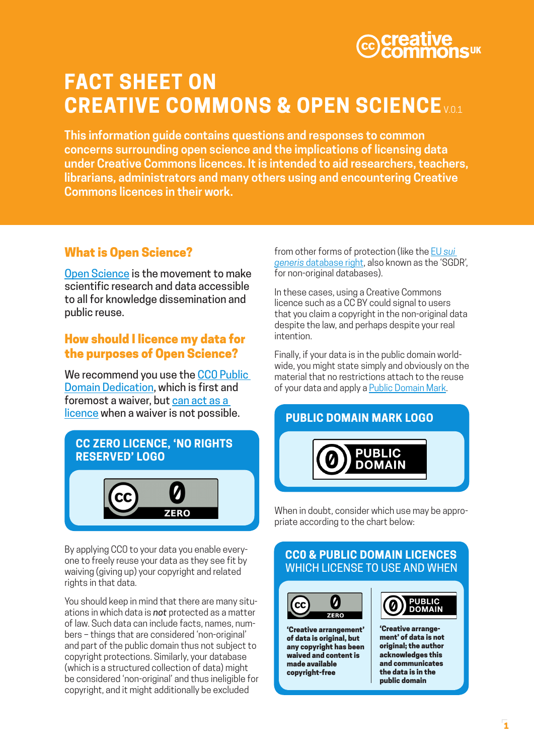# FACT SHEET ON CREATIVE COMMONS & OPEN SCIENCE V.0.1

**This information guide contains questions and responses to common concerns surrounding open science and the implications of licensing data under Creative Commons licences. It is intended to aid researchers, teachers, librarians, administrators and many others using and encountering Creative Commons licences in their work.**

## What is Open Science?

Open Science is the movement to make scientific research and data accessible to all for knowledge dissemination and public reuse.

## How should I licence my data for the purposes of Open Science?

We recommend you use the CC0 Public Domain Dedication, which is first and foremost a waiver, but can act as a licence when a waiver is not possible.

### CC ZERO LICENCE, 'NO RIGHTS RESERVED' LOGO

By applying CC0 to your data you enable everyone to freely reuse your data as they see fit by waiving (giving up) your copyright and related rights in that data.

You should keep in mind that there are many situations in which data is *not* protected as a matter of law. Such data can include facts, names, numbers – things that are considered 'non-original' and part of the public domain thus not subject to copyright protections. Similarly, your database (which is a structured collection of data) might be considered 'non-original' and thus ineligible for copyright, and it might additionally be excluded from other forms of protection (like the EU *sui generis* database right, also known as the 'SGDR', for non-original databases).

In these cases, using a Creative Commons licence such as a CC BY could signal to users that you claim a copyright in the non-original data despite the law, and perhaps despite your real intention.

Finally, if your data is in the public domain worldwide, you might state simply and obviously on the material that no restrictions attach to the reuse of your data and apply a Public Domain Mark.

### PUBLIC DOMAIN MARK LOGO

When in doubt, consider which use may be appropriate according to the chart below:

### CC0 & PUBLIC DOMAIN LICENCES WHICH LICENSE TO USE AND WHEN

| CC0 (ZERO) | PUBLIC DOMAIN |
| --- | --- |
| **'Creative arrangement' of data is original, but any copyright has been waived and content is made available copyright-free** | **'Creative arrangement' of data is not original; the author acknowledges this and communicates the data is in the public domain** |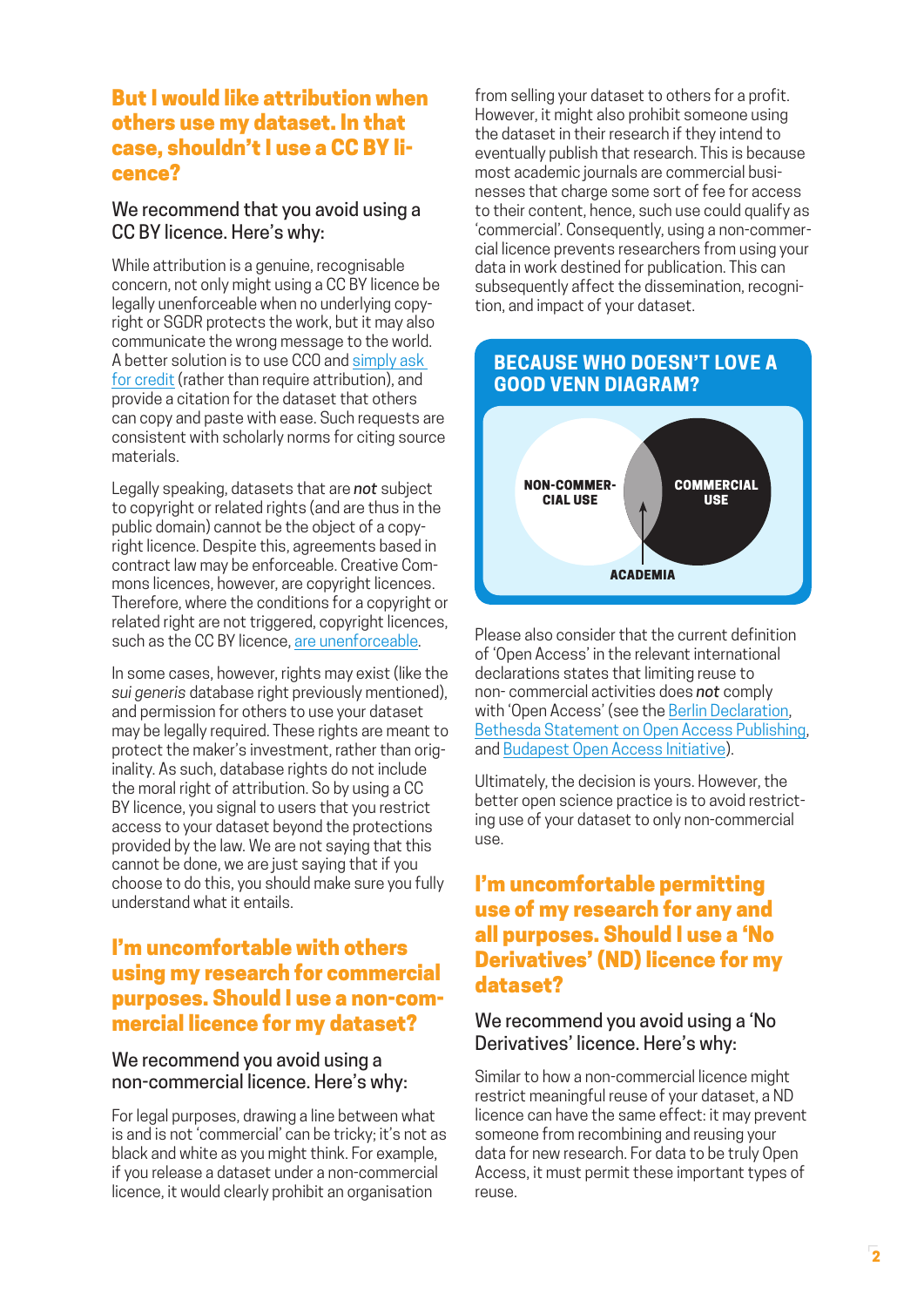## But I would like attribution when others use my dataset. In that case, shouldn't I use a CC BY licence?

### We recommend that you avoid using a CC BY licence. Here's why:

While attribution is a genuine, recognisable concern, not only might using a CC BY licence be legally unenforceable when no underlying copyright or SGDR protects the work, but it may also communicate the wrong message to the world. A better solution is to use CC0 and simply ask for credit (rather than require attribution), and provide a citation for the dataset that others can copy and paste with ease. Such requests are consistent with scholarly norms for citing source materials.

Legally speaking, datasets that are ***not*** subject to copyright or related rights (and are thus in the public domain) cannot be the object of a copyright licence. Despite this, agreements based in contract law may be enforceable. Creative Commons licences, however, are copyright licences. Therefore, where the conditions for a copyright or related right are not triggered, copyright licences, such as the CC BY licence, are unenforceable.

In some cases, however, rights may exist (like the *sui generis* database right previously mentioned), and permission for others to use your dataset may be legally required. These rights are meant to protect the maker's investment, rather than originality. As such, database rights do not include the moral right of attribution. So by using a CC BY licence, you signal to users that you restrict access to your dataset beyond the protections provided by the law. We are not saying that this cannot be done, we are just saying that if you choose to do this, you should make sure you fully understand what it entails.

## I'm uncomfortable with others using my research for commercial purposes. Should I use a non-commercial licence for my dataset?

### We recommend you avoid using a non-commercial licence. Here's why:

For legal purposes, drawing a line between what is and is not 'commercial' can be tricky; it's not as black and white as you might think. For example, if you release a dataset under a non-commercial licence, it would clearly prohibit an organisation from selling your dataset to others for a profit. However, it might also prohibit someone using the dataset in their research if they intend to eventually publish that research. This is because most academic journals are commercial businesses that charge some sort of fee for access to their content, hence, such use could qualify as 'commercial'. Consequently, using a non-commercial licence prevents researchers from using your data in work destined for publication. This can subsequently affect the dissemination, recognition, and impact of your dataset.

**BECAUSE WHO DOESN'T LOVE A GOOD VENN DIAGRAM?**

NON-COMMERCIAL USE | COMMERCIAL USE | ACADEMIA

Please also consider that the current definition of 'Open Access' in the relevant international declarations states that limiting reuse to non-commercial activities does ***not*** comply with 'Open Access' (see the Berlin Declaration, Bethesda Statement on Open Access Publishing, and Budapest Open Access Initiative).

Ultimately, the decision is yours. However, the better open science practice is to avoid restricting use of your dataset to only non-commercial use.

## I'm uncomfortable permitting use of my research for any and all purposes. Should I use a 'No Derivatives' (ND) licence for my dataset?

### We recommend you avoid using a 'No Derivatives' licence. Here's why:

Similar to how a non-commercial licence might restrict meaningful reuse of your dataset, a ND licence can have the same effect: it may prevent someone from recombining and reusing your data for new research. For data to be truly Open Access, it must permit these important types of reuse.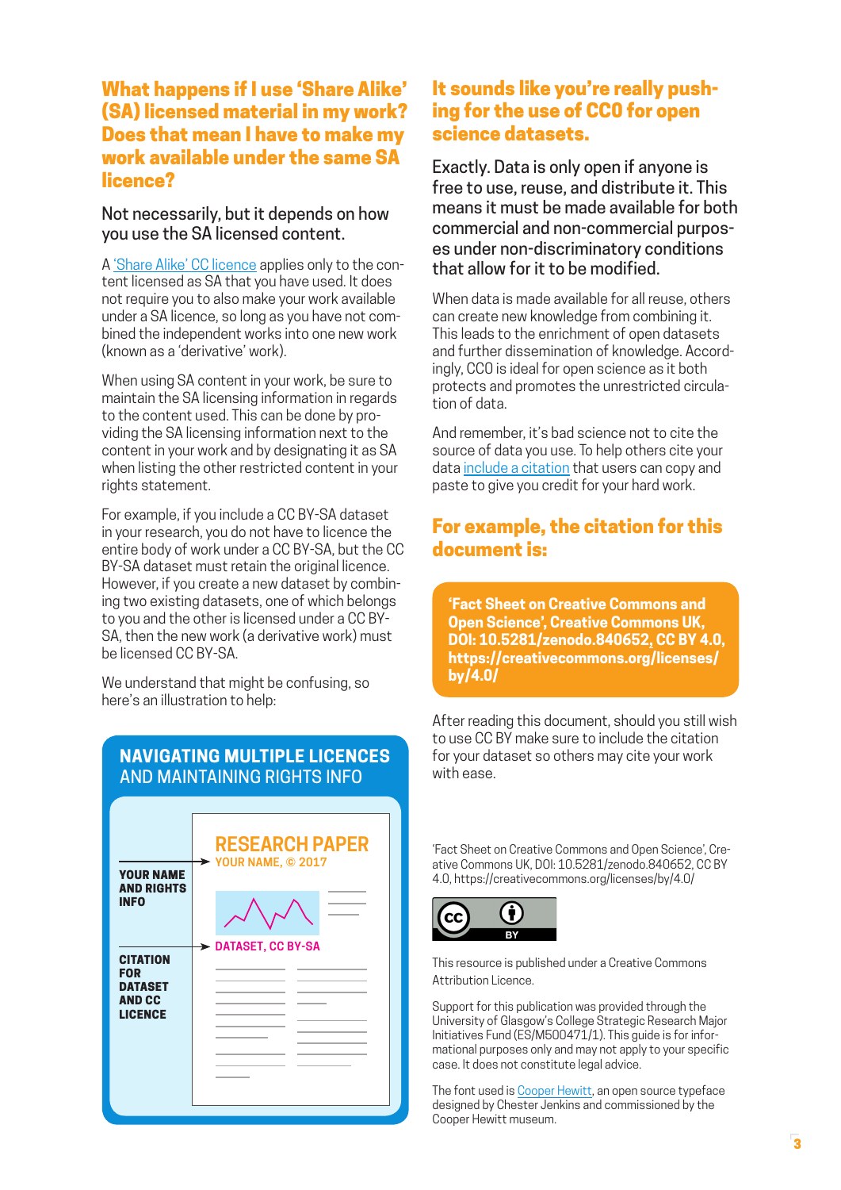## What happens if I use 'Share Alike' (SA) licensed material in my work? Does that mean I have to make my work available under the same SA licence?

Not necessarily, but it depends on how you use the SA licensed content.

A 'Share Alike' CC licence applies only to the content licensed as SA that you have used. It does not require you to also make your work available under a SA licence, so long as you have not combined the independent works into one new work (known as a 'derivative' work).

When using SA content in your work, be sure to maintain the SA licensing information in regards to the content used. This can be done by providing the SA licensing information next to the content in your work and by designating it as SA when listing the other restricted content in your rights statement.

For example, if you include a CC BY-SA dataset in your research, you do not have to licence the entire body of work under a CC BY-SA, but the CC BY-SA dataset must retain the original licence. However, if you create a new dataset by combining two existing datasets, one of which belongs to you and the other is licensed under a CC BY-SA, then the new work (a derivative work) must be licensed CC BY-SA.

We understand that might be confusing, so here's an illustration to help:

**NAVIGATING MULTIPLE LICENCES AND MAINTAINING RIGHTS INFO**

RESEARCH PAPER
YOUR NAME, © 2017 ← YOUR NAME AND RIGHTS INFO

DATASET, CC BY-SA ← CITATION FOR DATASET AND CC LICENCE

## It sounds like you're really pushing for the use of CC0 for open science datasets.

Exactly. Data is only open if anyone is free to use, reuse, and distribute it. This means it must be made available for both commercial and non-commercial purposes under non-discriminatory conditions that allow for it to be modified.

When data is made available for all reuse, others can create new knowledge from combining it. This leads to the enrichment of open datasets and further dissemination of knowledge. Accordingly, CC0 is ideal for open science as it both protects and promotes the unrestricted circulation of data.

And remember, it's bad science not to cite the source of data you use. To help others cite your data include a citation that users can copy and paste to give you credit for your hard work.

## For example, the citation for this document is:

**'Fact Sheet on Creative Commons and Open Science', Creative Commons UK, DOI: 10.5281/zenodo.840652, CC BY 4.0, https://creativecommons.org/licenses/by/4.0/**

After reading this document, should you still wish to use CC BY make sure to include the citation for your dataset so others may cite your work with ease.

'Fact Sheet on Creative Commons and Open Science', Creative Commons UK, DOI: 10.5281/zenodo.840652, CC BY 4.0, https://creativecommons.org/licenses/by/4.0/

This resource is published under a Creative Commons Attribution Licence.

Support for this publication was provided through the University of Glasgow's College Strategic Research Major Initiatives Fund (ES/M500471/1). This guide is for informational purposes only and may not apply to your specific case. It does not constitute legal advice.

The font used is Cooper Hewitt, an open source typeface designed by Chester Jenkins and commissioned by the Cooper Hewitt museum.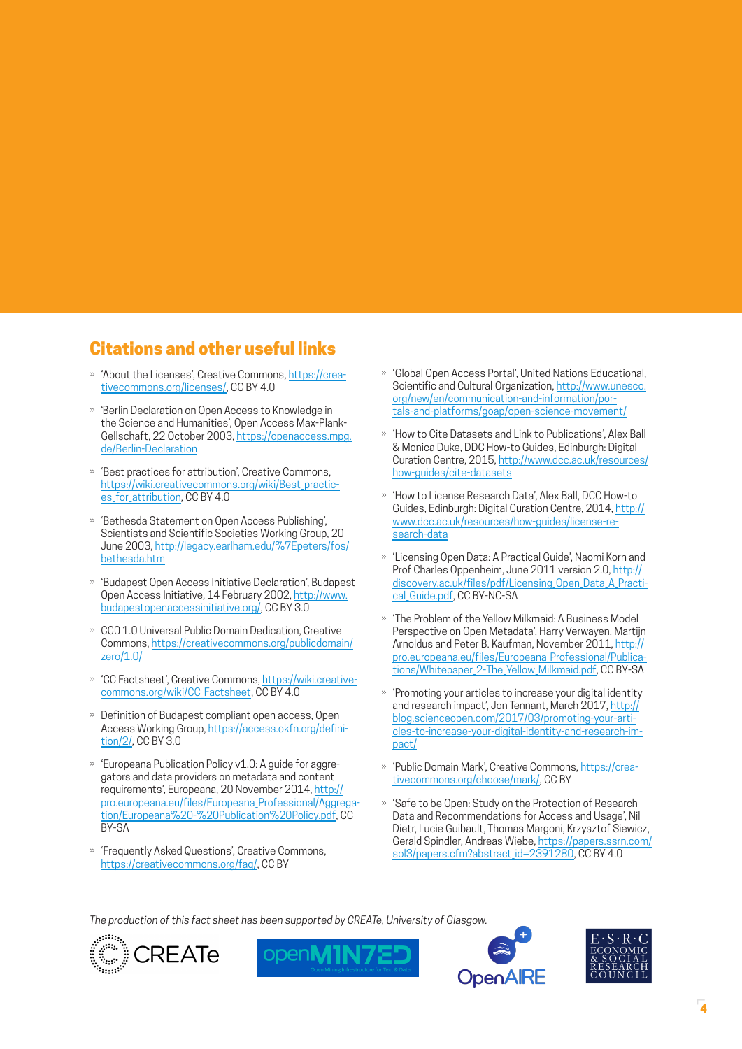## Citations and other useful links

- 'About the Licenses', Creative Commons, https://creativecommons.org/licenses/, CC BY 4.0
- 'Berlin Declaration on Open Access to Knowledge in the Science and Humanities', Open Access Max-Plank-Gellschaft, 22 October 2003, https://openaccess.mpg.de/Berlin-Declaration
- 'Best practices for attribution', Creative Commons, https://wiki.creativecommons.org/wiki/Best_practices_for_attribution, CC BY 4.0
- 'Bethesda Statement on Open Access Publishing', Scientists and Scientific Societies Working Group, 20 June 2003, http://legacy.earlham.edu/%7Epeters/fos/bethesda.htm
- 'Budapest Open Access Initiative Declaration', Budapest Open Access Initiative, 14 February 2002, http://www.budapestopenaccessinitiative.org/, CC BY 3.0
- CC0 1.0 Universal Public Domain Dedication, Creative Commons, https://creativecommons.org/publicdomain/zero/1.0/
- 'CC Factsheet', Creative Commons, https://wiki.creativecommons.org/wiki/CC_Factsheet, CC BY 4.0
- Definition of Budapest compliant open access, Open Access Working Group, https://access.okfn.org/definition/2/, CC BY 3.0
- 'Europeana Publication Policy v1.0: A guide for aggregators and data providers on metadata and content requirements', Europeana, 20 November 2014, http://pro.europeana.eu/files/Europeana_Professional/Aggregation/Europeana%20-%20Publication%20Policy.pdf, CC BY-SA
- 'Frequently Asked Questions', Creative Commons, https://creativecommons.org/faq/, CC BY
- 'Global Open Access Portal', United Nations Educational, Scientific and Cultural Organization, http://www.unesco.org/new/en/communication-and-information/portals-and-platforms/goap/open-science-movement/
- 'How to Cite Datasets and Link to Publications', Alex Ball & Monica Duke, DDC How-to Guides, Edinburgh: Digital Curation Centre, 2015, http://www.dcc.ac.uk/resources/how-guides/cite-datasets
- 'How to License Research Data', Alex Ball, DCC How-to Guides, Edinburgh: Digital Curation Centre, 2014, http://www.dcc.ac.uk/resources/how-guides/license-research-data
- 'Licensing Open Data: A Practical Guide', Naomi Korn and Prof Charles Oppenheim, June 2011 version 2.0, http://discovery.ac.uk/files/pdf/Licensing_Open_Data_A_Practical_Guide.pdf, CC BY-NC-SA
- 'The Problem of the Yellow Milkmaid: A Business Model Perspective on Open Metadata', Harry Verwayen, Martijn Arnoldus and Peter B. Kaufman, November 2011, http://pro.europeana.eu/files/Europeana_Professional/Publications/Whitepaper_2-The_Yellow_Milkmaid.pdf, CC BY-SA
- 'Promoting your articles to increase your digital identity and research impact', Jon Tennant, March 2017, http://blog.scienceopen.com/2017/03/promoting-your-articles-to-increase-your-digital-identity-and-research-impact/
- 'Public Domain Mark', Creative Commons, https://creativecommons.org/choose/mark/, CC BY
- 'Safe to be Open: Study on the Protection of Research Data and Recommendations for Access and Usage', Nil Dietr, Lucie Guibault, Thomas Margoni, Krzysztof Siewicz, Gerald Spindler, Andreas Wiebe, https://papers.ssrn.com/sol3/papers.cfm?abstract_id=2391280, CC BY 4.0

*The production of this fact sheet has been supported by CREATe, University of Glasgow.*

CREATe

openMINTED

OpenAIRE

E·S·R·C ECONOMIC & SOCIAL RESEARCH COUNCIL